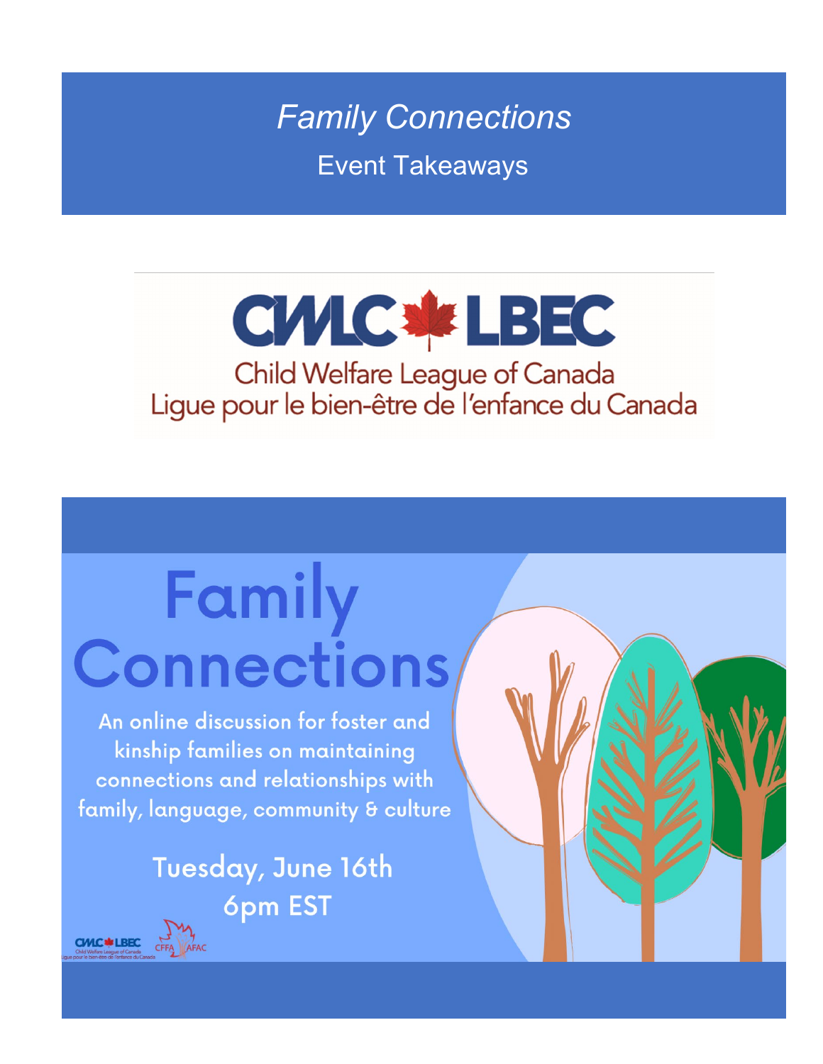# *Family Connections*

## Event Takeaways

CWLC LBEC

Child Welfare League of Canada

Ligue pour le bien-être de l'enfance du Canada

# Family Connections

An online discussion for foster and kinship families on maintaining connections and relationships with family, language, community & culture

Tuesday, June 16th

6pm EST

CWLC LBEC Child Welfare League of Canada Ligue pour le bien-être de l'enfance du Canada

CFFA AFAC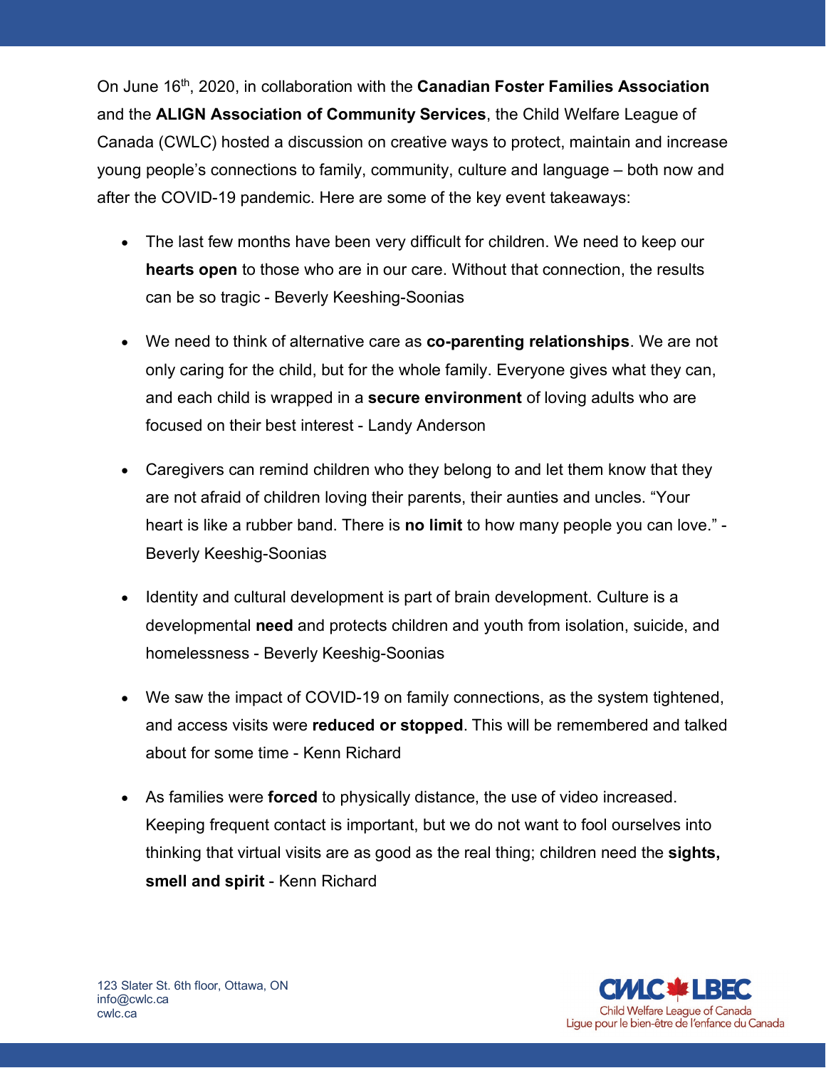On June 16th, 2020, in collaboration with the **Canadian Foster Families Association** and the **ALIGN Association of Community Services**, the Child Welfare League of Canada (CWLC) hosted a discussion on creative ways to protect, maintain and increase young people's connections to family, community, culture and language – both now and after the COVID-19 pandemic. Here are some of the key event takeaways:

- The last few months have been very difficult for children. We need to keep our **hearts open** to those who are in our care. Without that connection, the results can be so tragic - Beverly Keeshing-Soonias

- We need to think of alternative care as **co-parenting relationships**. We are not only caring for the child, but for the whole family. Everyone gives what they can, and each child is wrapped in a **secure environment** of loving adults who are focused on their best interest - Landy Anderson

- Caregivers can remind children who they belong to and let them know that they are not afraid of children loving their parents, their aunties and uncles. "Your heart is like a rubber band. There is **no limit** to how many people you can love." - Beverly Keeshig-Soonias

- Identity and cultural development is part of brain development. Culture is a developmental **need** and protects children and youth from isolation, suicide, and homelessness - Beverly Keeshig-Soonias

- We saw the impact of COVID-19 on family connections, as the system tightened, and access visits were **reduced or stopped**. This will be remembered and talked about for some time - Kenn Richard

- As families were **forced** to physically distance, the use of video increased. Keeping frequent contact is important, but we do not want to fool ourselves into thinking that virtual visits are as good as the real thing; children need the **sights, smell and spirit** - Kenn Richard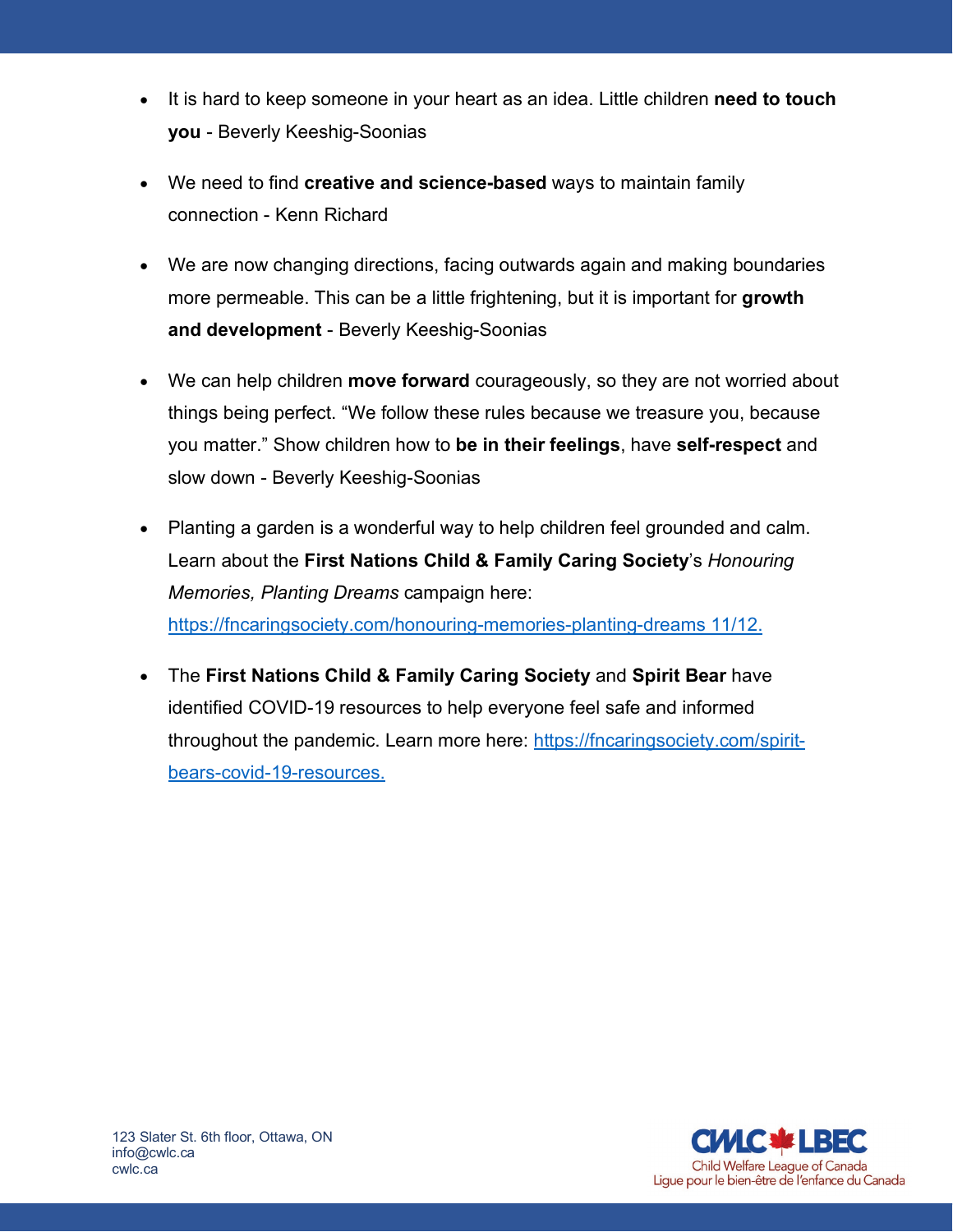- It is hard to keep someone in your heart as an idea. Little children **need to touch you** - Beverly Keeshig-Soonias

- We need to find **creative and science-based** ways to maintain family connection - Kenn Richard

- We are now changing directions, facing outwards again and making boundaries more permeable. This can be a little frightening, but it is important for **growth and development** - Beverly Keeshig-Soonias

- We can help children **move forward** courageously, so they are not worried about things being perfect. "We follow these rules because we treasure you, because you matter." Show children how to **be in their feelings**, have **self-respect** and slow down - Beverly Keeshig-Soonias

- Planting a garden is a wonderful way to help children feel grounded and calm. Learn about the **First Nations Child & Family Caring Society**'s *Honouring Memories, Planting Dreams* campaign here: https://fncaringsociety.com/honouring-memories-planting-dreams 11/12.

- The **First Nations Child & Family Caring Society** and **Spirit Bear** have identified COVID-19 resources to help everyone feel safe and informed throughout the pandemic. Learn more here: https://fncaringsociety.com/spirit-bears-covid-19-resources.

123 Slater St. 6th floor, Ottawa, ON
info@cwlc.ca
cwlc.ca

CWLC LBEC
Child Welfare League of Canada
Ligue pour le bien-être de l'enfance du Canada